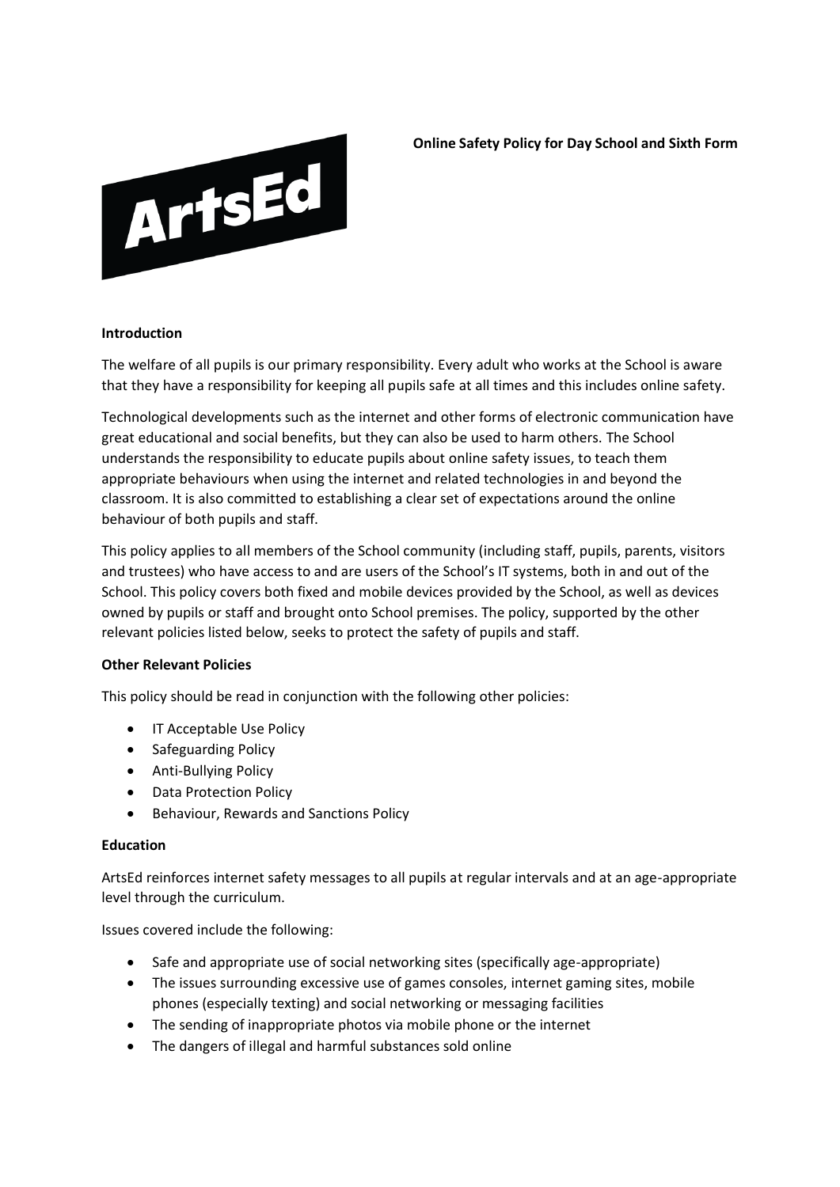# Online Safety Policy for Day School and Sixth Form

ArtsEd

## Introduction

The welfare of all pupils is our primary responsibility. Every adult who works at the School is aware that they have a responsibility for keeping all pupils safe at all times and this includes online safety.

Technological developments such as the internet and other forms of electronic communication have great educational and social benefits, but they can also be used to harm others. The School understands the responsibility to educate pupils about online safety issues, to teach them appropriate behaviours when using the internet and related technologies in and beyond the classroom. It is also committed to establishing a clear set of expectations around the online behaviour of both pupils and staff.

This policy applies to all members of the School community (including staff, pupils, parents, visitors and trustees) who have access to and are users of the School's IT systems, both in and out of the School. This policy covers both fixed and mobile devices provided by the School, as well as devices owned by pupils or staff and brought onto School premises. The policy, supported by the other relevant policies listed below, seeks to protect the safety of pupils and staff.

## Other Relevant Policies

This policy should be read in conjunction with the following other policies:

- IT Acceptable Use Policy
- Safeguarding Policy
- Anti-Bullying Policy
- Data Protection Policy
- Behaviour, Rewards and Sanctions Policy

## Education

ArtsEd reinforces internet safety messages to all pupils at regular intervals and at an age-appropriate level through the curriculum.

Issues covered include the following:

- Safe and appropriate use of social networking sites (specifically age-appropriate)
- The issues surrounding excessive use of games consoles, internet gaming sites, mobile phones (especially texting) and social networking or messaging facilities
- The sending of inappropriate photos via mobile phone or the internet
- The dangers of illegal and harmful substances sold online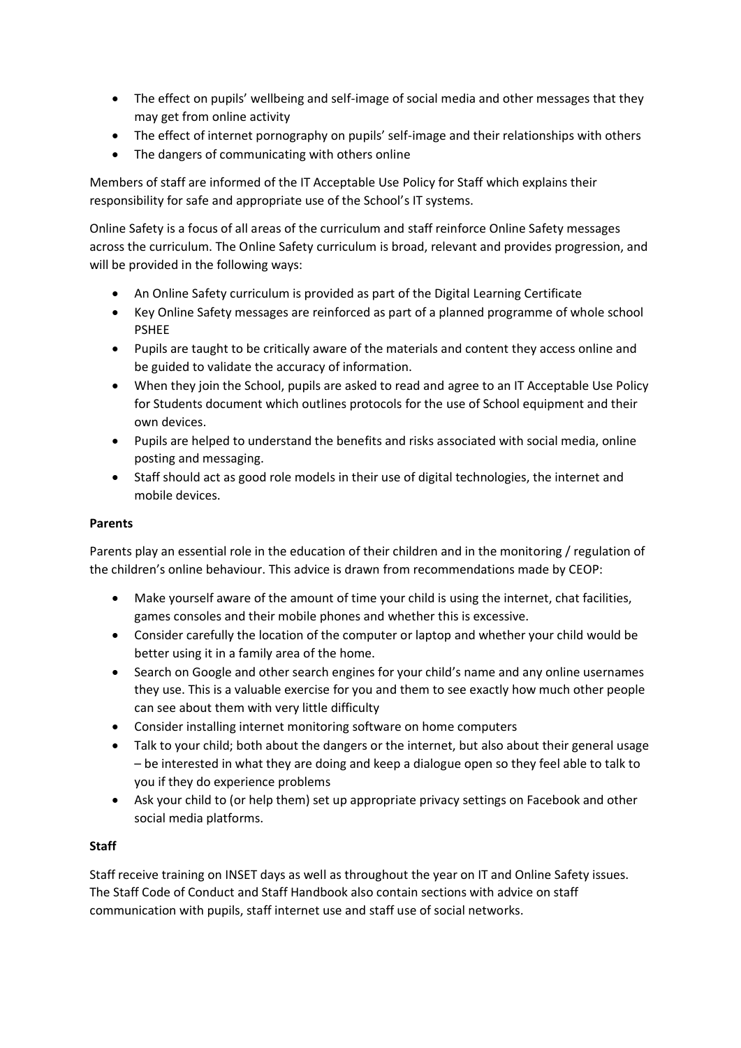- The effect on pupils' wellbeing and self-image of social media and other messages that they may get from online activity
- The effect of internet pornography on pupils' self-image and their relationships with others
- The dangers of communicating with others online

Members of staff are informed of the IT Acceptable Use Policy for Staff which explains their responsibility for safe and appropriate use of the School's IT systems.

Online Safety is a focus of all areas of the curriculum and staff reinforce Online Safety messages across the curriculum. The Online Safety curriculum is broad, relevant and provides progression, and will be provided in the following ways:

- An Online Safety curriculum is provided as part of the Digital Learning Certificate
- Key Online Safety messages are reinforced as part of a planned programme of whole school PSHEE
- Pupils are taught to be critically aware of the materials and content they access online and be guided to validate the accuracy of information.
- When they join the School, pupils are asked to read and agree to an IT Acceptable Use Policy for Students document which outlines protocols for the use of School equipment and their own devices.
- Pupils are helped to understand the benefits and risks associated with social media, online posting and messaging.
- Staff should act as good role models in their use of digital technologies, the internet and mobile devices.

**Parents**

Parents play an essential role in the education of their children and in the monitoring / regulation of the children's online behaviour. This advice is drawn from recommendations made by CEOP:

- Make yourself aware of the amount of time your child is using the internet, chat facilities, games consoles and their mobile phones and whether this is excessive.
- Consider carefully the location of the computer or laptop and whether your child would be better using it in a family area of the home.
- Search on Google and other search engines for your child's name and any online usernames they use. This is a valuable exercise for you and them to see exactly how much other people can see about them with very little difficulty
- Consider installing internet monitoring software on home computers
- Talk to your child; both about the dangers or the internet, but also about their general usage – be interested in what they are doing and keep a dialogue open so they feel able to talk to you if they do experience problems
- Ask your child to (or help them) set up appropriate privacy settings on Facebook and other social media platforms.

**Staff**

Staff receive training on INSET days as well as throughout the year on IT and Online Safety issues. The Staff Code of Conduct and Staff Handbook also contain sections with advice on staff communication with pupils, staff internet use and staff use of social networks.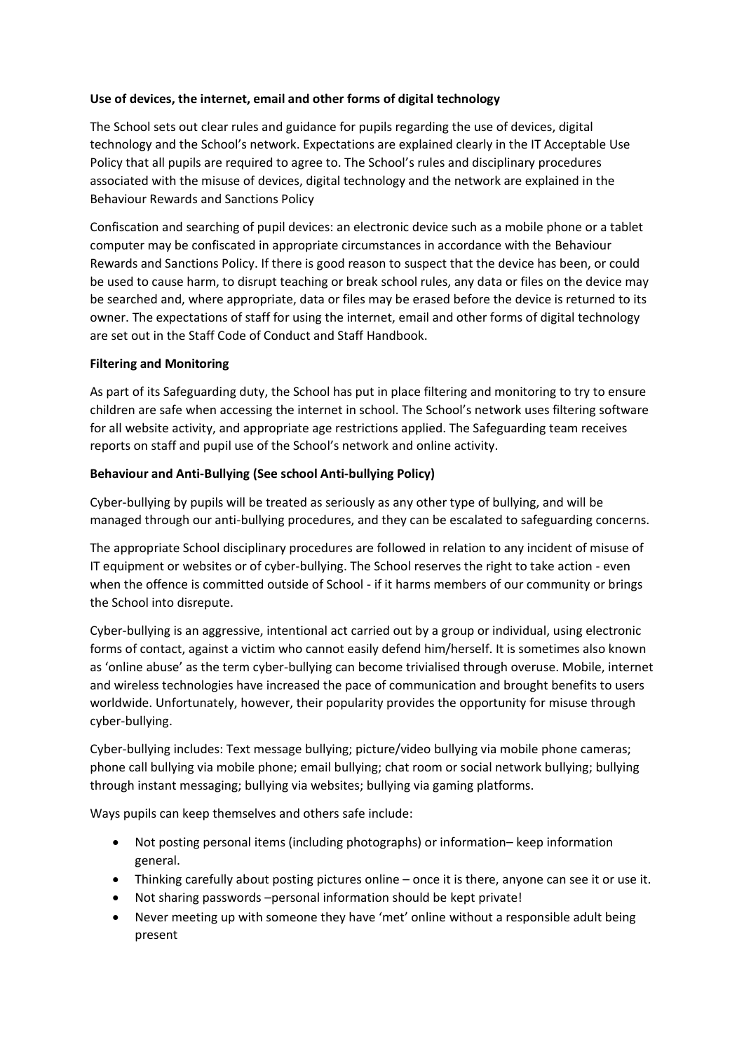**Use of devices, the internet, email and other forms of digital technology**

The School sets out clear rules and guidance for pupils regarding the use of devices, digital technology and the School's network. Expectations are explained clearly in the IT Acceptable Use Policy that all pupils are required to agree to. The School's rules and disciplinary procedures associated with the misuse of devices, digital technology and the network are explained in the Behaviour Rewards and Sanctions Policy

Confiscation and searching of pupil devices: an electronic device such as a mobile phone or a tablet computer may be confiscated in appropriate circumstances in accordance with the Behaviour Rewards and Sanctions Policy. If there is good reason to suspect that the device has been, or could be used to cause harm, to disrupt teaching or break school rules, any data or files on the device may be searched and, where appropriate, data or files may be erased before the device is returned to its owner. The expectations of staff for using the internet, email and other forms of digital technology are set out in the Staff Code of Conduct and Staff Handbook.

**Filtering and Monitoring**

As part of its Safeguarding duty, the School has put in place filtering and monitoring to try to ensure children are safe when accessing the internet in school. The School's network uses filtering software for all website activity, and appropriate age restrictions applied. The Safeguarding team receives reports on staff and pupil use of the School's network and online activity.

**Behaviour and Anti-Bullying (See school Anti-bullying Policy)**

Cyber-bullying by pupils will be treated as seriously as any other type of bullying, and will be managed through our anti-bullying procedures, and they can be escalated to safeguarding concerns.

The appropriate School disciplinary procedures are followed in relation to any incident of misuse of IT equipment or websites or of cyber-bullying. The School reserves the right to take action - even when the offence is committed outside of School - if it harms members of our community or brings the School into disrepute.

Cyber-bullying is an aggressive, intentional act carried out by a group or individual, using electronic forms of contact, against a victim who cannot easily defend him/herself. It is sometimes also known as 'online abuse' as the term cyber-bullying can become trivialised through overuse. Mobile, internet and wireless technologies have increased the pace of communication and brought benefits to users worldwide. Unfortunately, however, their popularity provides the opportunity for misuse through cyber-bullying.

Cyber-bullying includes: Text message bullying; picture/video bullying via mobile phone cameras; phone call bullying via mobile phone; email bullying; chat room or social network bullying; bullying through instant messaging; bullying via websites; bullying via gaming platforms.

Ways pupils can keep themselves and others safe include:

- Not posting personal items (including photographs) or information– keep information general.
- Thinking carefully about posting pictures online – once it is there, anyone can see it or use it.
- Not sharing passwords –personal information should be kept private!
- Never meeting up with someone they have 'met' online without a responsible adult being present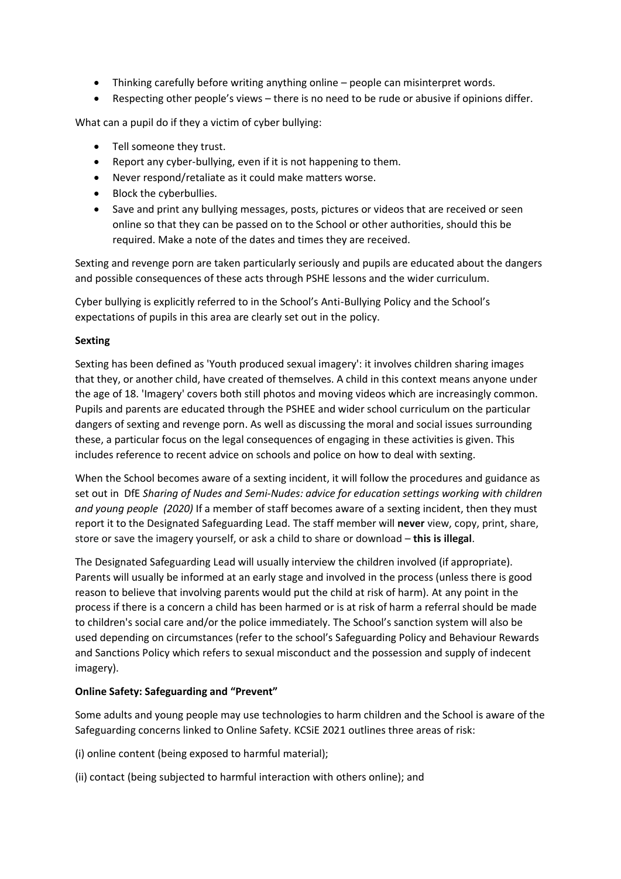- Thinking carefully before writing anything online – people can misinterpret words.
- Respecting other people's views – there is no need to be rude or abusive if opinions differ.

What can a pupil do if they a victim of cyber bullying:

- Tell someone they trust.
- Report any cyber-bullying, even if it is not happening to them.
- Never respond/retaliate as it could make matters worse.
- Block the cyberbullies.
- Save and print any bullying messages, posts, pictures or videos that are received or seen online so that they can be passed on to the School or other authorities, should this be required. Make a note of the dates and times they are received.

Sexting and revenge porn are taken particularly seriously and pupils are educated about the dangers and possible consequences of these acts through PSHE lessons and the wider curriculum.

Cyber bullying is explicitly referred to in the School's Anti-Bullying Policy and the School's expectations of pupils in this area are clearly set out in the policy.

**Sexting**

Sexting has been defined as 'Youth produced sexual imagery': it involves children sharing images that they, or another child, have created of themselves. A child in this context means anyone under the age of 18. 'Imagery' covers both still photos and moving videos which are increasingly common. Pupils and parents are educated through the PSHEE and wider school curriculum on the particular dangers of sexting and revenge porn. As well as discussing the moral and social issues surrounding these, a particular focus on the legal consequences of engaging in these activities is given. This includes reference to recent advice on schools and police on how to deal with sexting.

When the School becomes aware of a sexting incident, it will follow the procedures and guidance as set out in DfE *Sharing of Nudes and Semi-Nudes: advice for education settings working with children and young people (2020)* If a member of staff becomes aware of a sexting incident, then they must report it to the Designated Safeguarding Lead. The staff member will **never** view, copy, print, share, store or save the imagery yourself, or ask a child to share or download – **this is illegal**.

The Designated Safeguarding Lead will usually interview the children involved (if appropriate). Parents will usually be informed at an early stage and involved in the process (unless there is good reason to believe that involving parents would put the child at risk of harm). At any point in the process if there is a concern a child has been harmed or is at risk of harm a referral should be made to children's social care and/or the police immediately. The School's sanction system will also be used depending on circumstances (refer to the school's Safeguarding Policy and Behaviour Rewards and Sanctions Policy which refers to sexual misconduct and the possession and supply of indecent imagery).

**Online Safety: Safeguarding and "Prevent"**

Some adults and young people may use technologies to harm children and the School is aware of the Safeguarding concerns linked to Online Safety. KCSiE 2021 outlines three areas of risk:

(i) online content (being exposed to harmful material);

(ii) contact (being subjected to harmful interaction with others online); and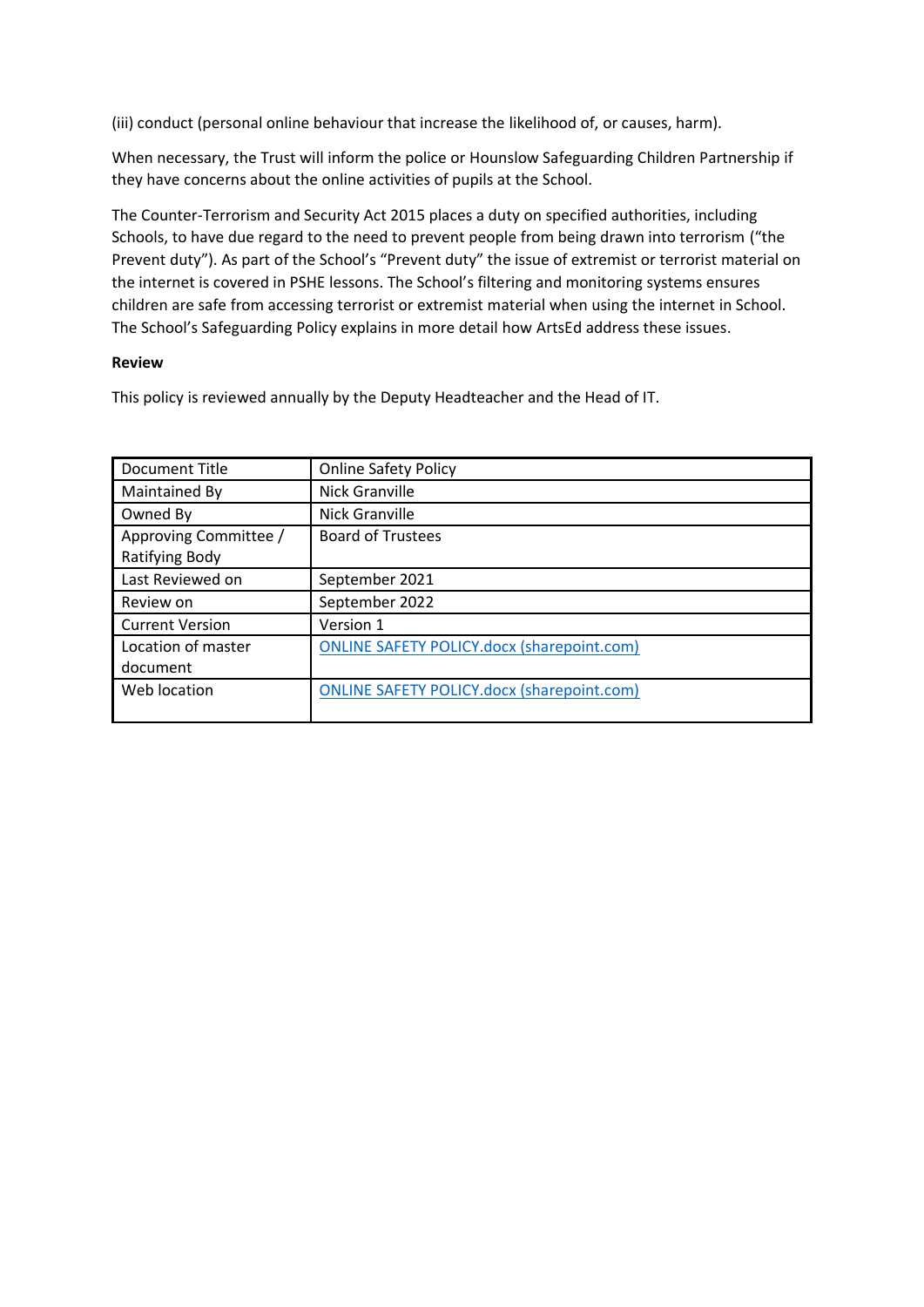(iii) conduct (personal online behaviour that increase the likelihood of, or causes, harm).

When necessary, the Trust will inform the police or Hounslow Safeguarding Children Partnership if they have concerns about the online activities of pupils at the School.

The Counter-Terrorism and Security Act 2015 places a duty on specified authorities, including Schools, to have due regard to the need to prevent people from being drawn into terrorism ("the Prevent duty"). As part of the School's "Prevent duty" the issue of extremist or terrorist material on the internet is covered in PSHE lessons. The School's filtering and monitoring systems ensures children are safe from accessing terrorist or extremist material when using the internet in School. The School's Safeguarding Policy explains in more detail how ArtsEd address these issues.

**Review**

This policy is reviewed annually by the Deputy Headteacher and the Head of IT.

| | |
|---|---|
| Document Title | Online Safety Policy |
| Maintained By | Nick Granville |
| Owned By | Nick Granville |
| Approving Committee / Ratifying Body | Board of Trustees |
| Last Reviewed on | September 2021 |
| Review on | September 2022 |
| Current Version | Version 1 |
| Location of master document | ONLINE SAFETY POLICY.docx (sharepoint.com) |
| Web location | ONLINE SAFETY POLICY.docx (sharepoint.com) |